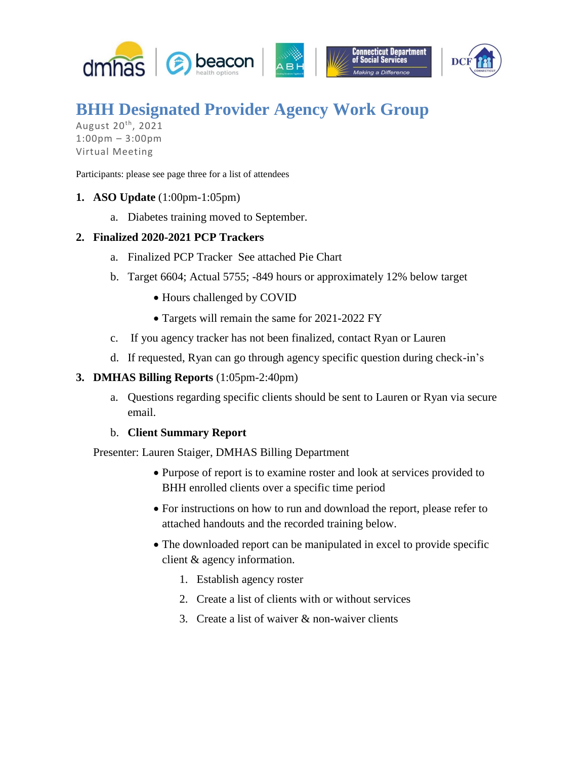# BHH Designated Provider Agency Work Group

August 20th, 2021
1:00pm – 3:00pm
Virtual Meeting

Participants: please see page three for a list of attendees

1. **ASO Update** (1:00pm-1:05pm)
   a. Diabetes training moved to September.

2. **Finalized 2020-2021 PCP Trackers**
   a. Finalized PCP Tracker  See attached Pie Chart
   b. Target 6604; Actual 5755; -849 hours or approximately 12% below target
      - Hours challenged by COVID
      - Targets will remain the same for 2021-2022 FY

   c. If you agency tracker has not been finalized, contact Ryan or Lauren
   d. If requested, Ryan can go through agency specific question during check-in's

3. **DMHAS Billing Reports** (1:05pm-2:40pm)
   a. Questions regarding specific clients should be sent to Lauren or Ryan via secure email.
   b. **Client Summary Report**

   Presenter: Lauren Staiger, DMHAS Billing Department

   - Purpose of report is to examine roster and look at services provided to BHH enrolled clients over a specific time period
   - For instructions on how to run and download the report, please refer to attached handouts and the recorded training below.
   - The downloaded report can be manipulated in excel to provide specific client & agency information.
     1. Establish agency roster
     2. Create a list of clients with or without services
     3. Create a list of waiver & non-waiver clients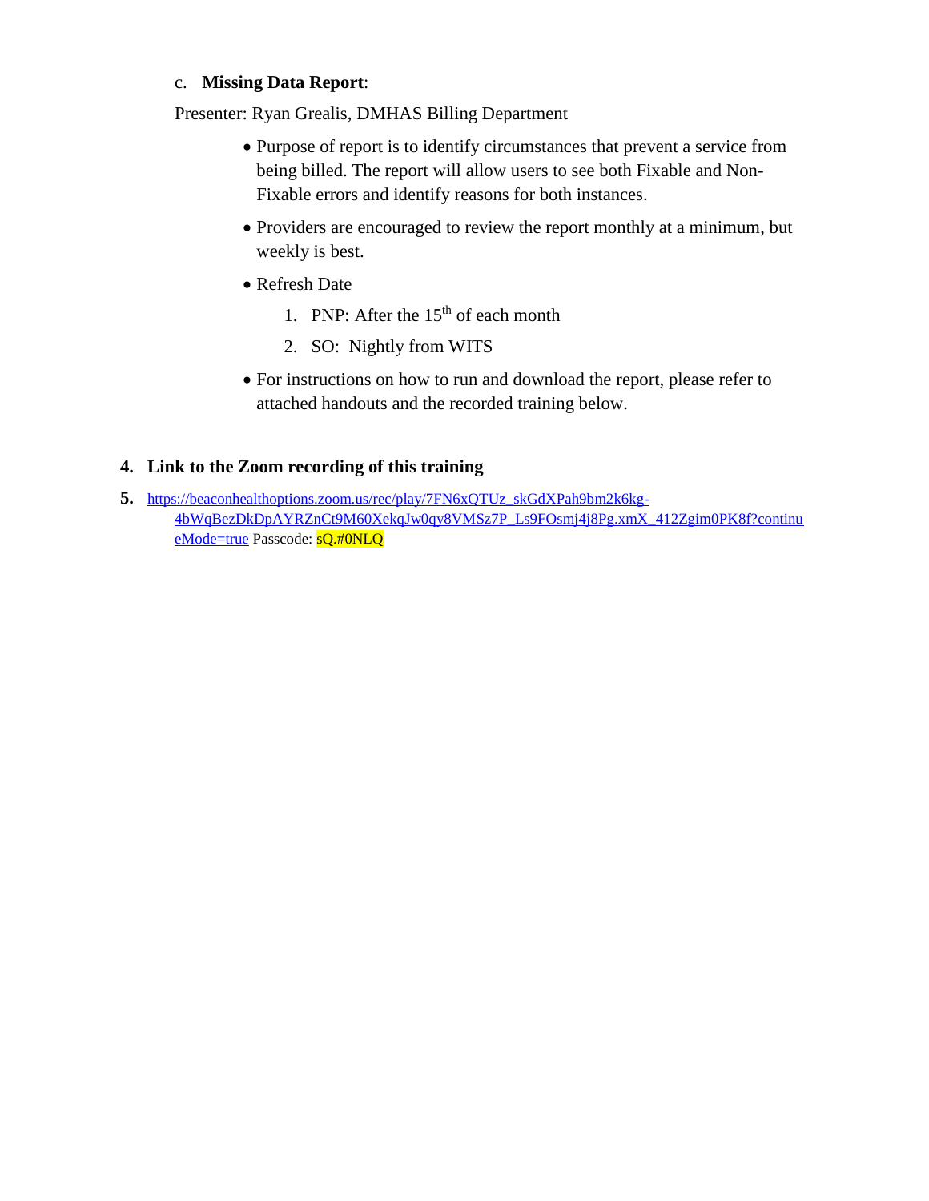c. **Missing Data Report**:

Presenter: Ryan Grealis, DMHAS Billing Department

- Purpose of report is to identify circumstances that prevent a service from being billed. The report will allow users to see both Fixable and Non-Fixable errors and identify reasons for both instances.
- Providers are encouraged to review the report monthly at a minimum, but weekly is best.
- Refresh Date
  1. PNP: After the 15th of each month
  2. SO: Nightly from WITS
- For instructions on how to run and download the report, please refer to attached handouts and the recorded training below.

4. **Link to the Zoom recording of this training**

5. https://beaconhealthoptions.zoom.us/rec/play/7FN6xQTUz_skGdXPah9bm2k6kg-4bWqBezDkDpAYRZnCt9M60XekqJw0qy8VMSz7P_Ls9FOsmj4j8Pg.xmX_412Zgim0PK8f?continueMode=true Passcode: sQ.#0NLQ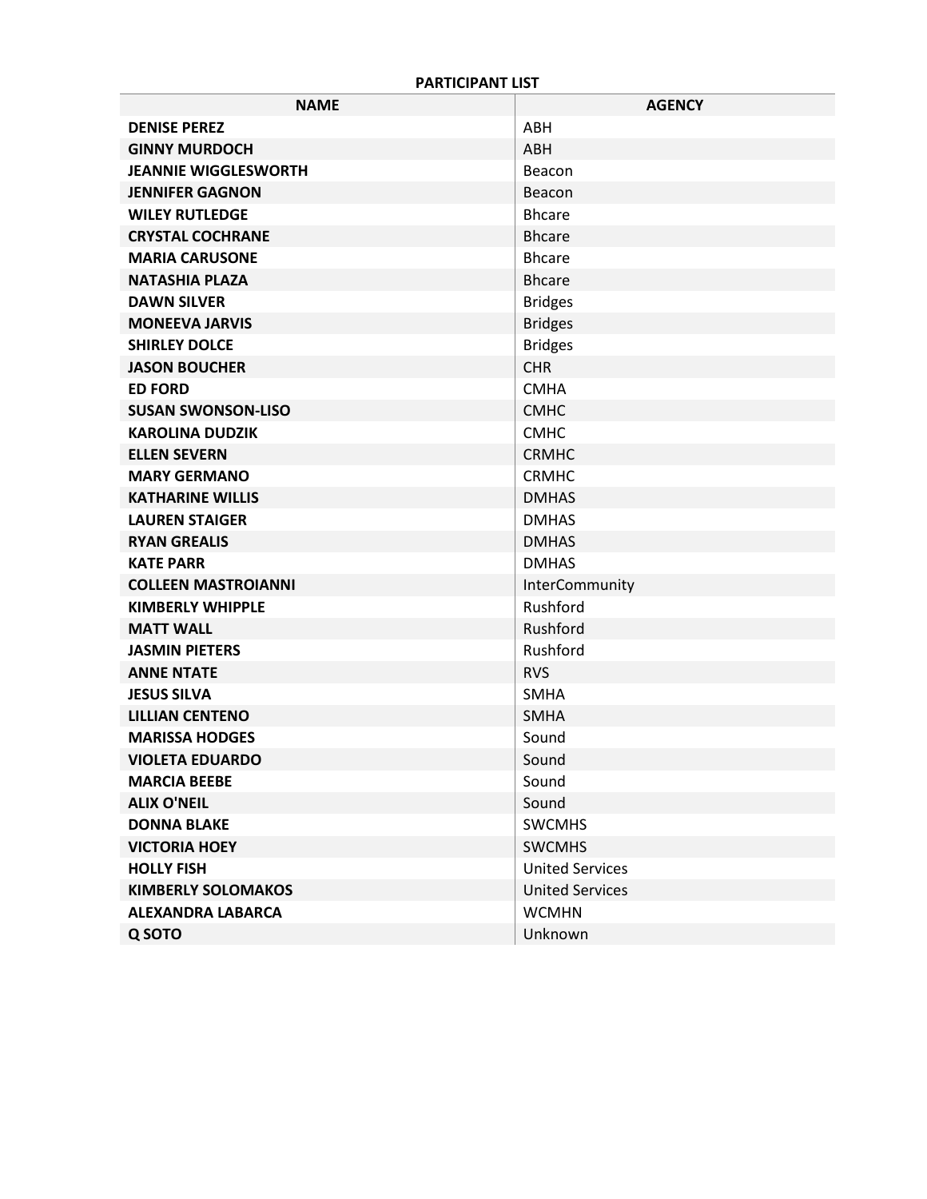**PARTICIPANT LIST**

| NAME | AGENCY |
|---|---|
| **DENISE PEREZ** | ABH |
| **GINNY MURDOCH** | ABH |
| **JEANNIE WIGGLESWORTH** | Beacon |
| **JENNIFER GAGNON** | Beacon |
| **WILEY RUTLEDGE** | Bhcare |
| **CRYSTAL COCHRANE** | Bhcare |
| **MARIA CARUSONE** | Bhcare |
| **NATASHIA PLAZA** | Bhcare |
| **DAWN SILVER** | Bridges |
| **MONEEVA JARVIS** | Bridges |
| **SHIRLEY DOLCE** | Bridges |
| **JASON BOUCHER** | CHR |
| **ED FORD** | CMHA |
| **SUSAN SWONSON-LISO** | CMHC |
| **KAROLINA DUDZIK** | CMHC |
| **ELLEN SEVERN** | CRMHC |
| **MARY GERMANO** | CRMHC |
| **KATHARINE WILLIS** | DMHAS |
| **LAUREN STAIGER** | DMHAS |
| **RYAN GREALIS** | DMHAS |
| **KATE PARR** | DMHAS |
| **COLLEEN MASTROIANNI** | InterCommunity |
| **KIMBERLY WHIPPLE** | Rushford |
| **MATT WALL** | Rushford |
| **JASMIN PIETERS** | Rushford |
| **ANNE NTATE** | RVS |
| **JESUS SILVA** | SMHA |
| **LILLIAN CENTENO** | SMHA |
| **MARISSA HODGES** | Sound |
| **VIOLETA EDUARDO** | Sound |
| **MARCIA BEEBE** | Sound |
| **ALIX O'NEIL** | Sound |
| **DONNA BLAKE** | SWCMHS |
| **VICTORIA HOEY** | SWCMHS |
| **HOLLY FISH** | United Services |
| **KIMBERLY SOLOMAKOS** | United Services |
| **ALEXANDRA LABARCA** | WCMHN |
| **Q SOTO** | Unknown |